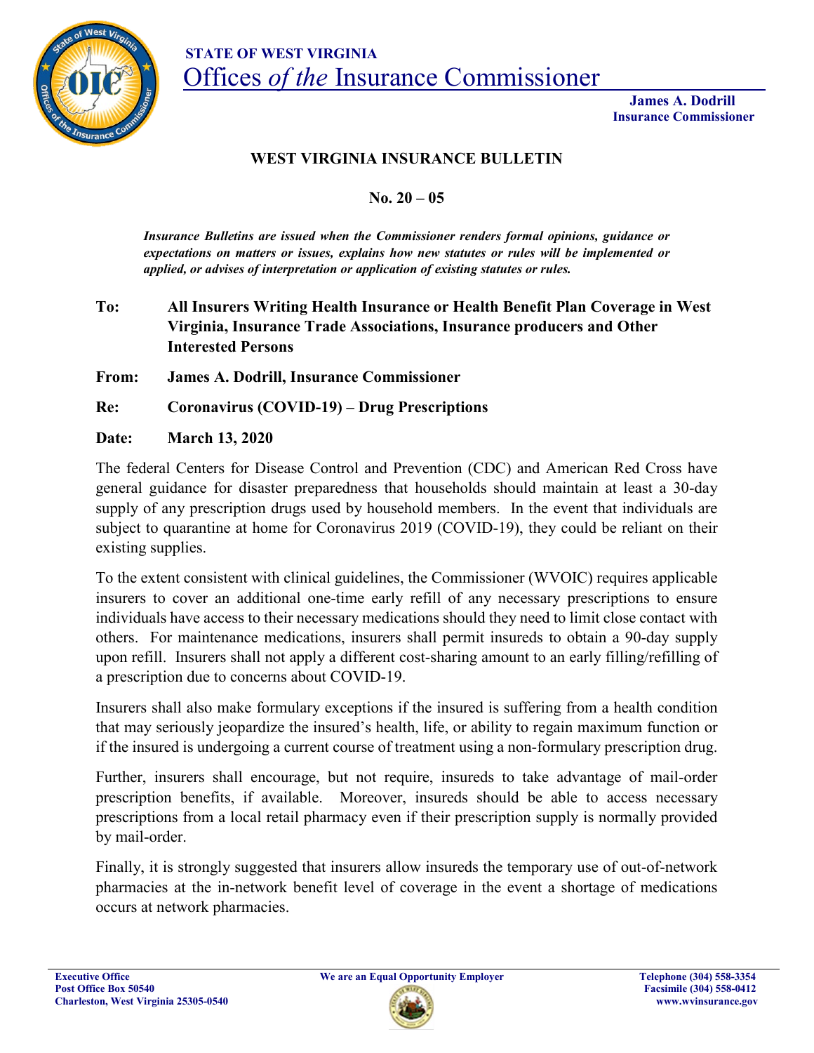**STATE OF WEST VIRGINIA**

# Offices *of the* Insurance Commissioner

**James A. Dodrill**
**Insurance Commissioner**

## WEST VIRGINIA INSURANCE BULLETIN

**No. 20 – 05**

***Insurance Bulletins are issued when the Commissioner renders formal opinions, guidance or expectations on matters or issues, explains how new statutes or rules will be implemented or applied, or advises of interpretation or application of existing statutes or rules.***

**To:** **All Insurers Writing Health Insurance or Health Benefit Plan Coverage in West Virginia, Insurance Trade Associations, Insurance producers and Other Interested Persons**

**From:** **James A. Dodrill, Insurance Commissioner**

**Re:** **Coronavirus (COVID-19) – Drug Prescriptions**

**Date:** **March 13, 2020**

The federal Centers for Disease Control and Prevention (CDC) and American Red Cross have general guidance for disaster preparedness that households should maintain at least a 30-day supply of any prescription drugs used by household members. In the event that individuals are subject to quarantine at home for Coronavirus 2019 (COVID-19), they could be reliant on their existing supplies.

To the extent consistent with clinical guidelines, the Commissioner (WVOIC) requires applicable insurers to cover an additional one-time early refill of any necessary prescriptions to ensure individuals have access to their necessary medications should they need to limit close contact with others. For maintenance medications, insurers shall permit insureds to obtain a 90-day supply upon refill. Insurers shall not apply a different cost-sharing amount to an early filling/refilling of a prescription due to concerns about COVID-19.

Insurers shall also make formulary exceptions if the insured is suffering from a health condition that may seriously jeopardize the insured's health, life, or ability to regain maximum function or if the insured is undergoing a current course of treatment using a non-formulary prescription drug.

Further, insurers shall encourage, but not require, insureds to take advantage of mail-order prescription benefits, if available. Moreover, insureds should be able to access necessary prescriptions from a local retail pharmacy even if their prescription supply is normally provided by mail-order.

Finally, it is strongly suggested that insurers allow insureds the temporary use of out-of-network pharmacies at the in-network benefit level of coverage in the event a shortage of medications occurs at network pharmacies.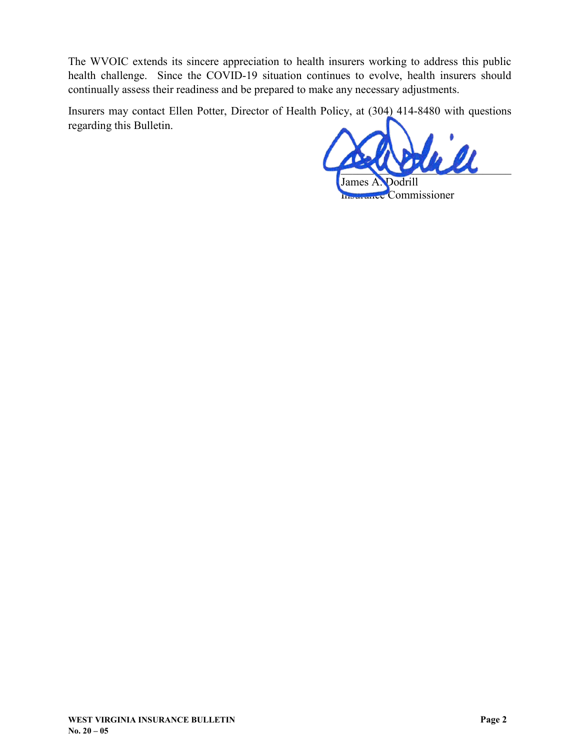The WVOIC extends its sincere appreciation to health insurers working to address this public health challenge. Since the COVID-19 situation continues to evolve, health insurers should continually assess their readiness and be prepared to make any necessary adjustments.

Insurers may contact Ellen Potter, Director of Health Policy, at (304) 414-8480 with questions regarding this Bulletin.

James A. Dodrill
Insurance Commissioner